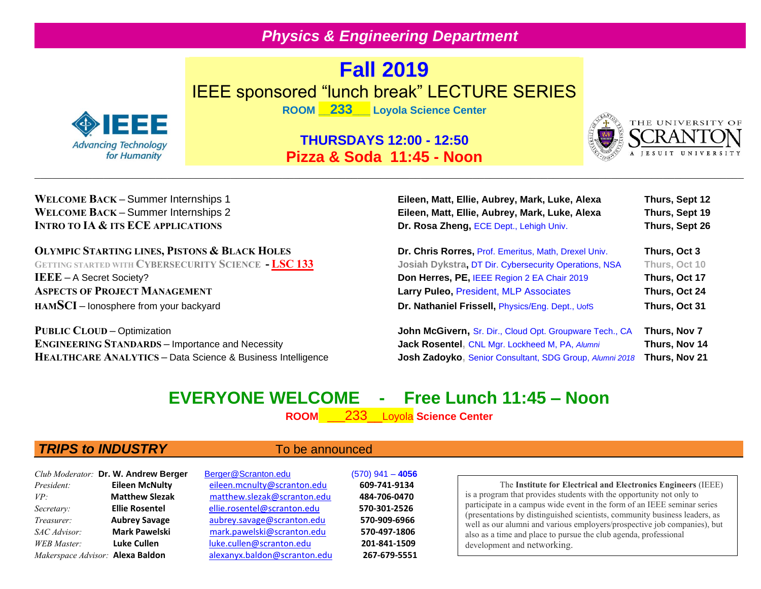# Physics & Engineering Department

## Fall 2019

## IEEE sponsored "lunch break" LECTURE SERIES

**ROOM __233___ Loyola Science Center**

**THURSDAYS 12:00 - 12:50**

**Pizza & Soda 11:45 - Noon**

IEEE Advancing Technology for Humanity

THE UNIVERSITY OF SCRANTON A JESUIT UNIVERSITY

---

| Topic | Speaker | Date |
|---|---|---|
| **WELCOME BACK** – Summer Internships 1 | **Eileen, Matt, Ellie, Aubrey, Mark, Luke, Alexa** | **Thurs, Sept 12** |
| **WELCOME BACK** – Summer Internships 2 | **Eileen, Matt, Ellie, Aubrey, Mark, Luke, Alexa** | **Thurs, Sept 19** |
| **INTRO TO IA & ITS ECE APPLICATIONS** | **Dr. Rosa Zheng,** ECE Dept., Lehigh Univ. | **Thurs, Sept 26** |
| **OLYMPIC STARTING LINES, PISTONS & BLACK HOLES** | **Dr. Chris Rorres,** Prof. Emeritus, Math, Drexel Univ. | **Thurs, Oct 3** |
| GETTING STARTED WITH CYBERSECURITY SCIENCE - **LSC 133** | **Josiah Dykstra,** DT Dir. Cybersecurity Operations, NSA | Thurs, Oct 10 |
| **IEEE** – A Secret Society? | **Don Herres, PE,** IEEE Region 2 EA Chair 2019 | **Thurs, Oct 17** |
| **ASPECTS OF PROJECT MANAGEMENT** | **Larry Puleo,** President, MLP Associates | **Thurs, Oct 24** |
| **HAMSCI** – Ionosphere from your backyard | **Dr. Nathaniel Frissell,** Physics/Eng. Dept., UofS | **Thurs, Oct 31** |
| **PUBLIC CLOUD** – Optimization | **John McGivern,** Sr. Dir., Cloud Opt. Groupware Tech., CA | **Thurs, Nov 7** |
| **ENGINEERING STANDARDS** – Importance and Necessity | **Jack Rosentel,** CNL Mgr. Lockheed M, PA, *Alumni* | **Thurs, Nov 14** |
| **HEALTHCARE ANALYTICS** – Data Science & Business Intelligence | **Josh Zadoyko,** Senior Consultant, SDG Group, *Alumni 2018* | **Thurs, Nov 21** |

## EVERYONE WELCOME - Free Lunch 11:45 – Noon

**ROOM ___233__Loyola Science Center**

### *TRIPS to INDUSTRY* To be announced

| | | | |
|---|---|---|---|
| *Club Moderator:* | **Dr. W. Andrew Berger** | Berger@Scranton.edu | (570) 941 – **4056** |
| *President:* | **Eileen McNulty** | eileen.mcnulty@scranton.edu | **609-741-9134** |
| *VP:* | **Matthew Slezak** | matthew.slezak@scranton.edu | **484-706-0470** |
| *Secretary:* | **Ellie Rosentel** | ellie.rosentel@scranton.edu | **570-301-2526** |
| *Treasurer:* | **Aubrey Savage** | aubrey.savage@scranton.edu | **570-909-6966** |
| *SAC Advisor:* | **Mark Pawelski** | mark.pawelski@scranton.edu | **570-497-1806** |
| *WEB Master:* | **Luke Cullen** | luke.cullen@scranton.edu | **201-841-1509** |
| *Makerspace Advisor:* | **Alexa Baldon** | alexanyx.baldon@scranton.edu | **267-679-5551** |

The **Institute for Electrical and Electronics Engineers** (IEEE) is a program that provides students with the opportunity not only to participate in a campus wide event in the form of an IEEE seminar series (presentations by distinguished scientists, community business leaders, as well as our alumni and various employers/prospective job companies), but also as a time and place to pursue the club agenda, professional development and networking.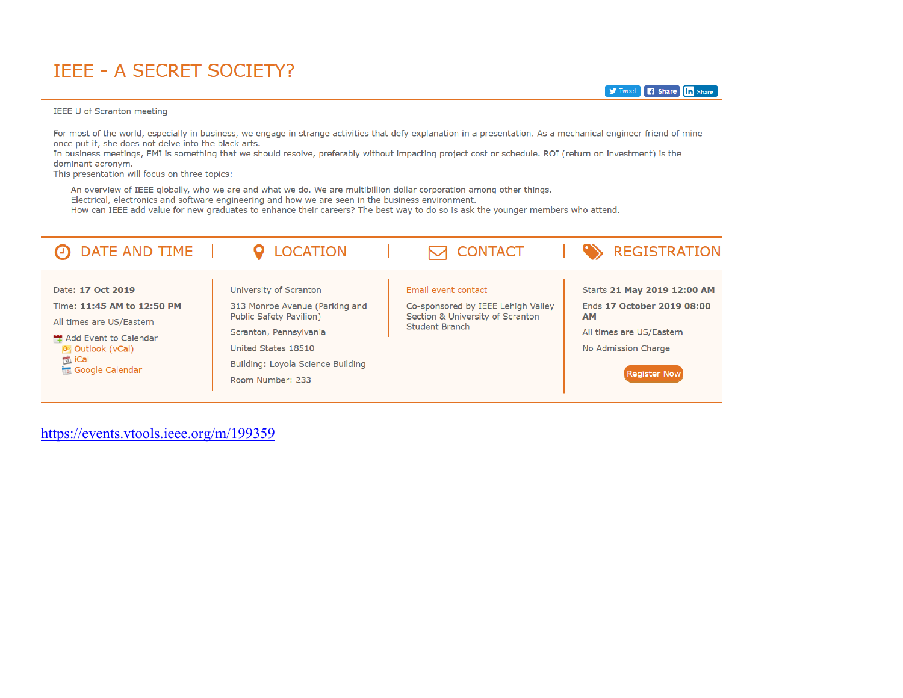# IEEE - A SECRET SOCIETY?

IEEE U of Scranton meeting

For most of the world, especially in business, we engage in strange activities that defy explanation in a presentation. As a mechanical engineer friend of mine once put it, she does not delve into the black arts.
In business meetings, EMI is something that we should resolve, preferably without impacting project cost or schedule. ROI (return on investment) is the dominant acronym.
This presentation will focus on three topics:

An overview of IEEE globally, who we are and what we do. We are multibillion dollar corporation among other things.
Electrical, electronics and software engineering and how we are seen in the business environment.
How can IEEE add value for new graduates to enhance their careers? The best way to do so is ask the younger members who attend.

## DATE AND TIME

Date: **17 Oct 2019**

Time: **11:45 AM to 12:50 PM**

All times are US/Eastern

Add Event to Calendar
- Outlook (vCal)
- iCal
- Google Calendar

## LOCATION

University of Scranton

313 Monroe Avenue (Parking and Public Safety Pavilion)

Scranton, Pennsylvania

United States 18510

Building: Loyola Science Building

Room Number: 233

## CONTACT

Email event contact

Co-sponsored by IEEE Lehigh Valley Section & University of Scranton Student Branch

## REGISTRATION

Starts **21 May 2019 12:00 AM**

Ends **17 October 2019 08:00 AM**

All times are US/Eastern

No Admission Charge

Register Now

https://events.vtools.ieee.org/m/199359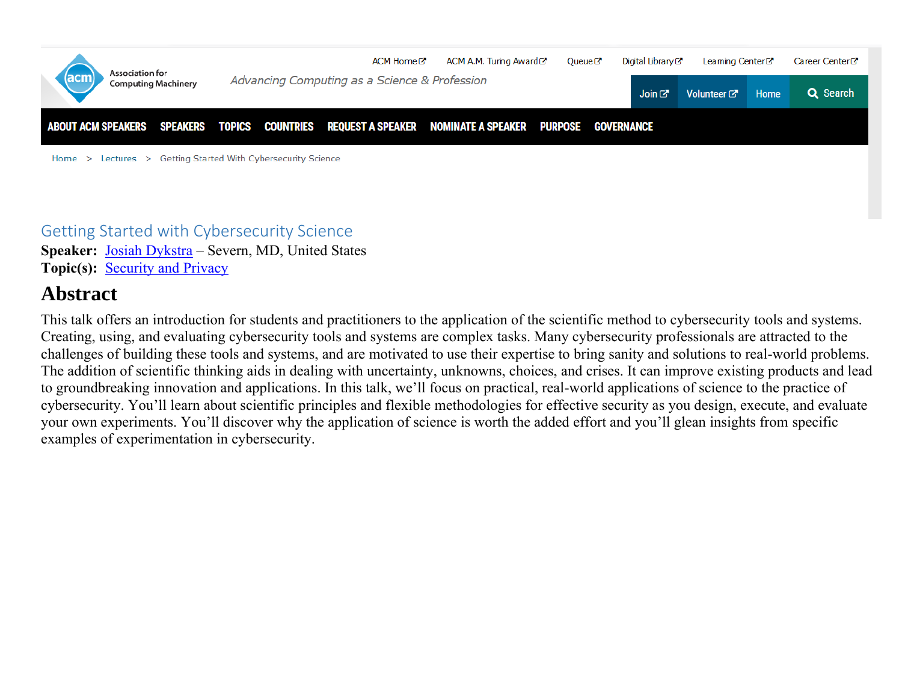ACM Home ACM A.M. Turing Award Queue Digital Library Learning Center Career Center

Association for Computing Machinery

*Advancing Computing as a Science & Profession*

Join Volunteer Home Search

ABOUT ACM SPEAKERS SPEAKERS TOPICS COUNTRIES REQUEST A SPEAKER NOMINATE A SPEAKER PURPOSE GOVERNANCE

Home > Lectures > Getting Started With Cybersecurity Science

# Getting Started with Cybersecurity Science

**Speaker:** Josiah Dykstra – Severn, MD, United States
**Topic(s):** Security and Privacy

## Abstract

This talk offers an introduction for students and practitioners to the application of the scientific method to cybersecurity tools and systems. Creating, using, and evaluating cybersecurity tools and systems are complex tasks. Many cybersecurity professionals are attracted to the challenges of building these tools and systems, and are motivated to use their expertise to bring sanity and solutions to real-world problems. The addition of scientific thinking aids in dealing with uncertainty, unknowns, choices, and crises. It can improve existing products and lead to groundbreaking innovation and applications. In this talk, we'll focus on practical, real-world applications of science to the practice of cybersecurity. You'll learn about scientific principles and flexible methodologies for effective security as you design, execute, and evaluate your own experiments. You'll discover why the application of science is worth the added effort and you'll glean insights from specific examples of experimentation in cybersecurity.